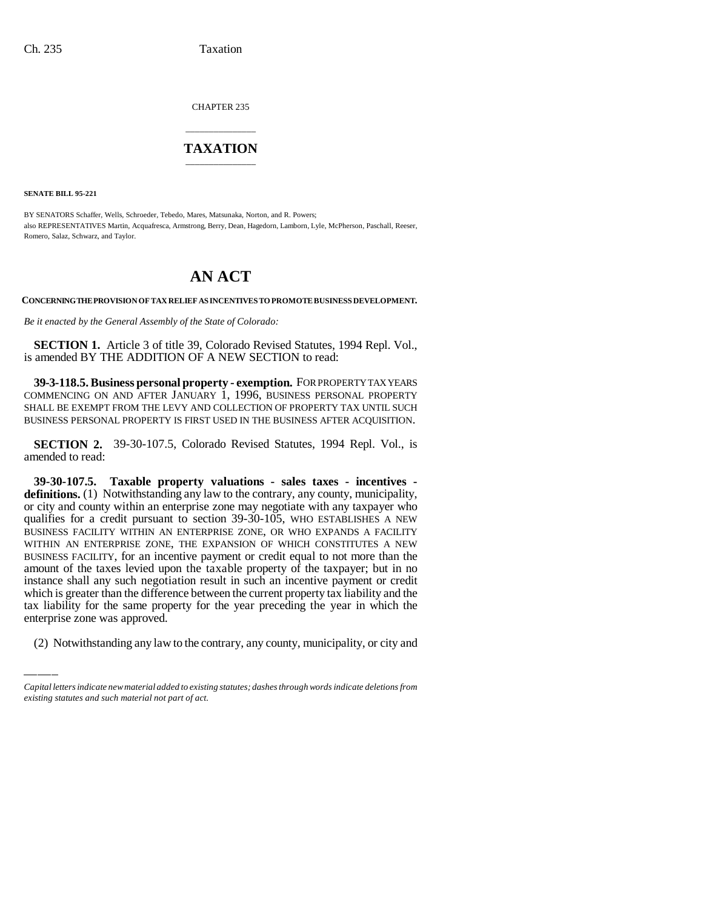CHAPTER 235

# TAXATION

**SENATE BILL 95-221**

BY SENATORS Schaffer, Wells, Schroeder, Tebedo, Mares, Matsunaka, Norton, and R. Powers;
also REPRESENTATIVES Martin, Acquafresca, Armstrong, Berry, Dean, Hagedorn, Lamborn, Lyle, McPherson, Paschall, Reeser, Romero, Salaz, Schwarz, and Taylor.

# AN ACT

**CONCERNING THE PROVISION OF TAX RELIEF AS INCENTIVES TO PROMOTE BUSINESS DEVELOPMENT.**

*Be it enacted by the General Assembly of the State of Colorado:*

**SECTION 1.** Article 3 of title 39, Colorado Revised Statutes, 1994 Repl. Vol., is amended BY THE ADDITION OF A NEW SECTION to read:

**39-3-118.5. Business personal property - exemption.** FOR PROPERTY TAX YEARS COMMENCING ON AND AFTER JANUARY 1, 1996, BUSINESS PERSONAL PROPERTY SHALL BE EXEMPT FROM THE LEVY AND COLLECTION OF PROPERTY TAX UNTIL SUCH BUSINESS PERSONAL PROPERTY IS FIRST USED IN THE BUSINESS AFTER ACQUISITION.

**SECTION 2.** 39-30-107.5, Colorado Revised Statutes, 1994 Repl. Vol., is amended to read:

**39-30-107.5. Taxable property valuations - sales taxes - incentives - definitions.** (1) Notwithstanding any law to the contrary, any county, municipality, or city and county within an enterprise zone may negotiate with any taxpayer who qualifies for a credit pursuant to section 39-30-105, WHO ESTABLISHES A NEW BUSINESS FACILITY WITHIN AN ENTERPRISE ZONE, OR WHO EXPANDS A FACILITY WITHIN AN ENTERPRISE ZONE, THE EXPANSION OF WHICH CONSTITUTES A NEW BUSINESS FACILITY, for an incentive payment or credit equal to not more than the amount of the taxes levied upon the taxable property of the taxpayer; but in no instance shall any such negotiation result in such an incentive payment or credit which is greater than the difference between the current property tax liability and the tax liability for the same property for the year preceding the year in which the enterprise zone was approved.

(2) Notwithstanding any law to the contrary, any county, municipality, or city and

*Capital letters indicate new material added to existing statutes; dashes through words indicate deletions from existing statutes and such material not part of act.*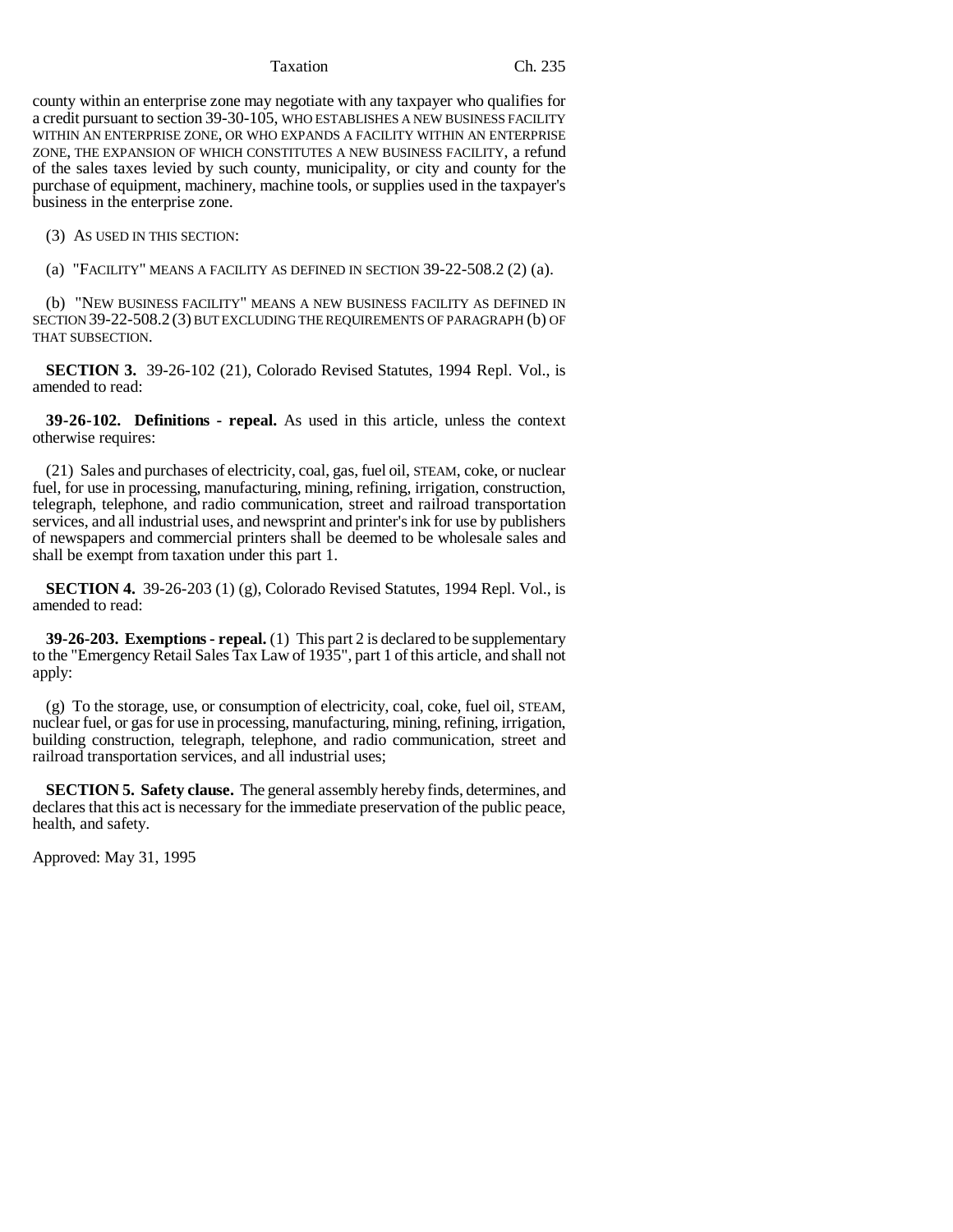county within an enterprise zone may negotiate with any taxpayer who qualifies for a credit pursuant to section 39-30-105, WHO ESTABLISHES A NEW BUSINESS FACILITY WITHIN AN ENTERPRISE ZONE, OR WHO EXPANDS A FACILITY WITHIN AN ENTERPRISE ZONE, THE EXPANSION OF WHICH CONSTITUTES A NEW BUSINESS FACILITY, a refund of the sales taxes levied by such county, municipality, or city and county for the purchase of equipment, machinery, machine tools, or supplies used in the taxpayer's business in the enterprise zone.

(3) AS USED IN THIS SECTION:

(a) "FACILITY" MEANS A FACILITY AS DEFINED IN SECTION 39-22-508.2 (2) (a).

(b) "NEW BUSINESS FACILITY" MEANS A NEW BUSINESS FACILITY AS DEFINED IN SECTION 39-22-508.2 (3) BUT EXCLUDING THE REQUIREMENTS OF PARAGRAPH (b) OF THAT SUBSECTION.

**SECTION 3.** 39-26-102 (21), Colorado Revised Statutes, 1994 Repl. Vol., is amended to read:

**39-26-102. Definitions - repeal.** As used in this article, unless the context otherwise requires:

(21) Sales and purchases of electricity, coal, gas, fuel oil, STEAM, coke, or nuclear fuel, for use in processing, manufacturing, mining, refining, irrigation, construction, telegraph, telephone, and radio communication, street and railroad transportation services, and all industrial uses, and newsprint and printer's ink for use by publishers of newspapers and commercial printers shall be deemed to be wholesale sales and shall be exempt from taxation under this part 1.

**SECTION 4.** 39-26-203 (1) (g), Colorado Revised Statutes, 1994 Repl. Vol., is amended to read:

**39-26-203. Exemptions - repeal.** (1) This part 2 is declared to be supplementary to the "Emergency Retail Sales Tax Law of 1935", part 1 of this article, and shall not apply:

(g) To the storage, use, or consumption of electricity, coal, coke, fuel oil, STEAM, nuclear fuel, or gas for use in processing, manufacturing, mining, refining, irrigation, building construction, telegraph, telephone, and radio communication, street and railroad transportation services, and all industrial uses;

**SECTION 5. Safety clause.** The general assembly hereby finds, determines, and declares that this act is necessary for the immediate preservation of the public peace, health, and safety.

Approved: May 31, 1995